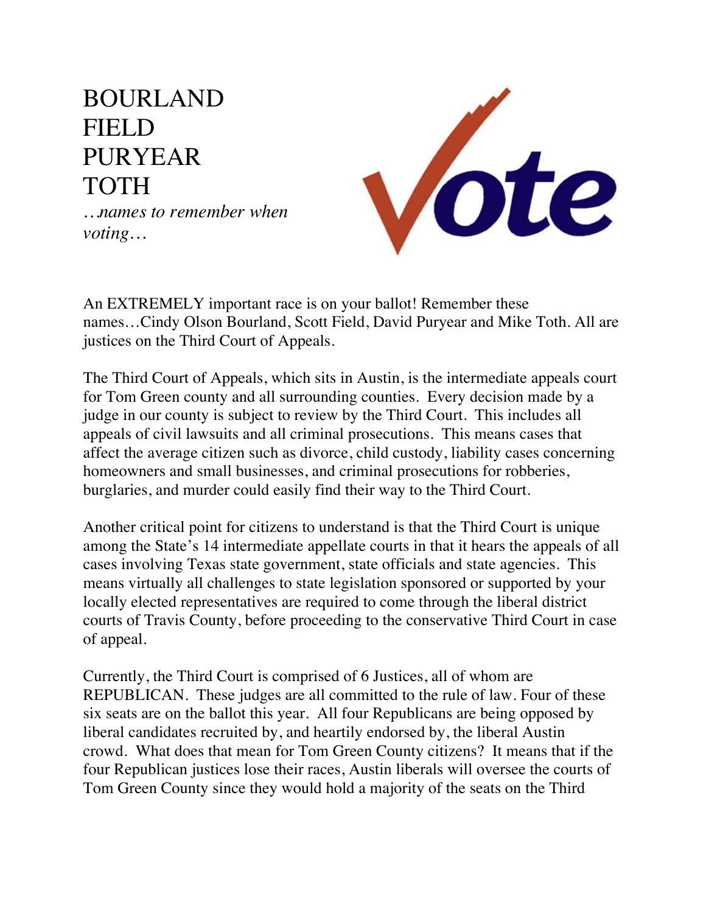# BOURLAND
# FIELD
# PURYEAR
# TOTH

*…names to remember when voting…*

Vote

An EXTREMELY important race is on your ballot! Remember these names…Cindy Olson Bourland, Scott Field, David Puryear and Mike Toth. All are justices on the Third Court of Appeals.

The Third Court of Appeals, which sits in Austin, is the intermediate appeals court for Tom Green county and all surrounding counties. Every decision made by a judge in our county is subject to review by the Third Court. This includes all appeals of civil lawsuits and all criminal prosecutions. This means cases that affect the average citizen such as divorce, child custody, liability cases concerning homeowners and small businesses, and criminal prosecutions for robberies, burglaries, and murder could easily find their way to the Third Court.

Another critical point for citizens to understand is that the Third Court is unique among the State's 14 intermediate appellate courts in that it hears the appeals of all cases involving Texas state government, state officials and state agencies. This means virtually all challenges to state legislation sponsored or supported by your locally elected representatives are required to come through the liberal district courts of Travis County, before proceeding to the conservative Third Court in case of appeal.

Currently, the Third Court is comprised of 6 Justices, all of whom are REPUBLICAN. These judges are all committed to the rule of law. Four of these six seats are on the ballot this year. All four Republicans are being opposed by liberal candidates recruited by, and heartily endorsed by, the liberal Austin crowd. What does that mean for Tom Green County citizens? It means that if the four Republican justices lose their races, Austin liberals will oversee the courts of Tom Green County since they would hold a majority of the seats on the Third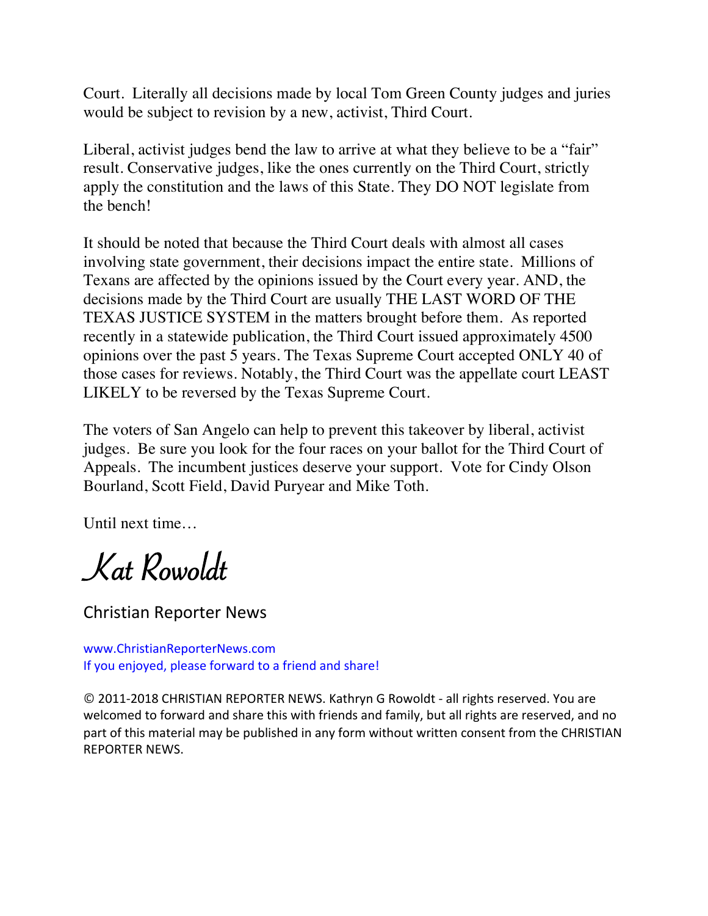Court. Literally all decisions made by local Tom Green County judges and juries would be subject to revision by a new, activist, Third Court.

Liberal, activist judges bend the law to arrive at what they believe to be a "fair" result. Conservative judges, like the ones currently on the Third Court, strictly apply the constitution and the laws of this State. They DO NOT legislate from the bench!

It should be noted that because the Third Court deals with almost all cases involving state government, their decisions impact the entire state. Millions of Texans are affected by the opinions issued by the Court every year. AND, the decisions made by the Third Court are usually THE LAST WORD OF THE TEXAS JUSTICE SYSTEM in the matters brought before them. As reported recently in a statewide publication, the Third Court issued approximately 4500 opinions over the past 5 years. The Texas Supreme Court accepted ONLY 40 of those cases for reviews. Notably, the Third Court was the appellate court LEAST LIKELY to be reversed by the Texas Supreme Court.

The voters of San Angelo can help to prevent this takeover by liberal, activist judges. Be sure you look for the four races on your ballot for the Third Court of Appeals. The incumbent justices deserve your support. Vote for Cindy Olson Bourland, Scott Field, David Puryear and Mike Toth.

Until next time…

*Kat Rowoldt*

Christian Reporter News

www.ChristianReporterNews.com
If you enjoyed, please forward to a friend and share!

© 2011-2018 CHRISTIAN REPORTER NEWS. Kathryn G Rowoldt - all rights reserved. You are welcomed to forward and share this with friends and family, but all rights are reserved, and no part of this material may be published in any form without written consent from the CHRISTIAN REPORTER NEWS.